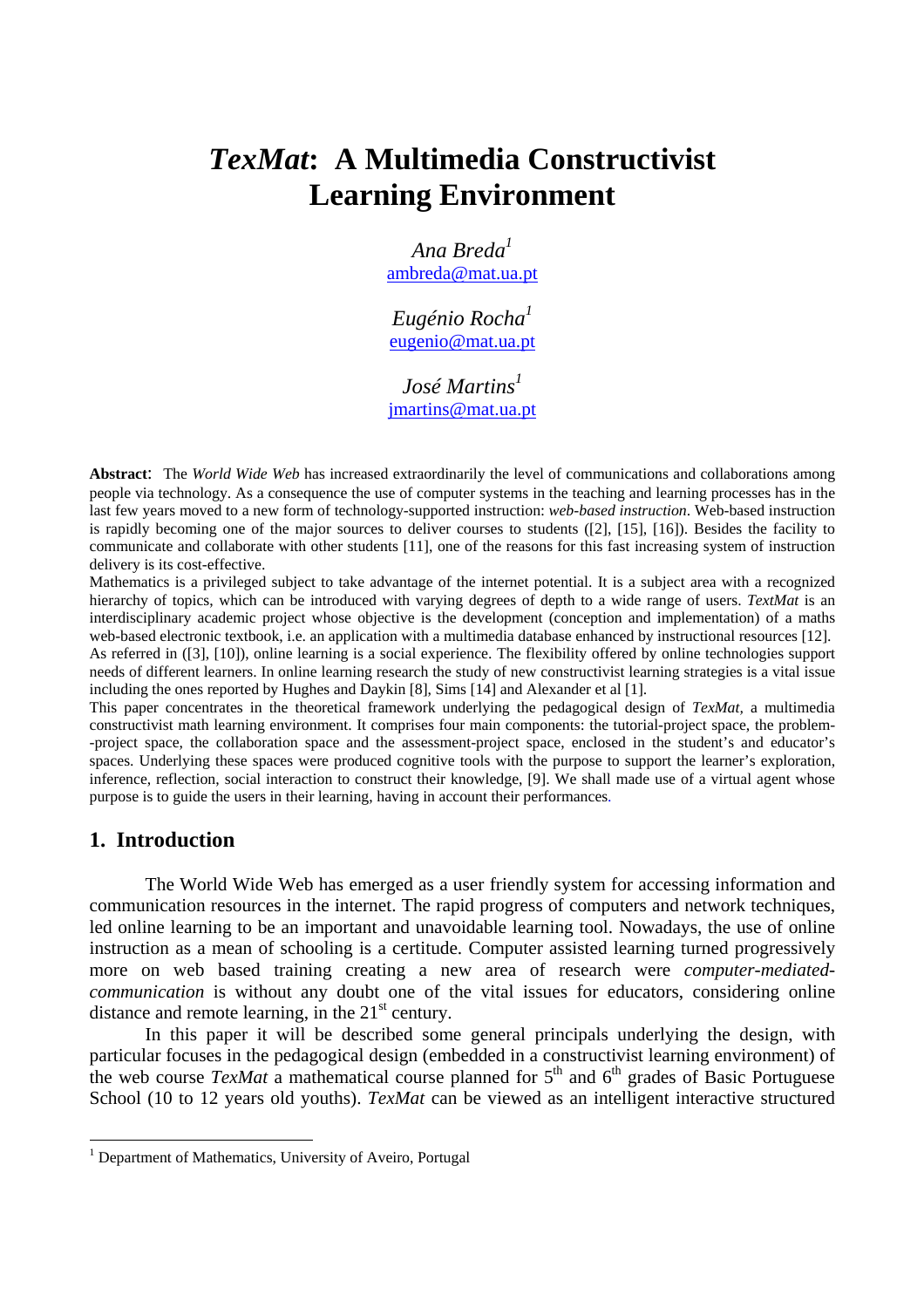# *TexMat*: A Multimedia Constructivist Learning Environment

*Ana Breda*[1]
ambreda@mat.ua.pt

*Eugénio Rocha*[1]
eugenio@mat.ua.pt

*José Martins*[1]
jmartins@mat.ua.pt

**Abstract**: The *World Wide Web* has increased extraordinarily the level of communications and collaborations among people via technology. As a consequence the use of computer systems in the teaching and learning processes has in the last few years moved to a new form of technology-supported instruction: *web-based instruction*. Web-based instruction is rapidly becoming one of the major sources to deliver courses to students ([2], [15], [16]). Besides the facility to communicate and collaborate with other students [11], one of the reasons for this fast increasing system of instruction delivery is its cost-effective.

Mathematics is a privileged subject to take advantage of the internet potential. It is a subject area with a recognized hierarchy of topics, which can be introduced with varying degrees of depth to a wide range of users. *TextMat* is an interdisciplinary academic project whose objective is the development (conception and implementation) of a maths web-based electronic textbook, i.e. an application with a multimedia database enhanced by instructional resources [12].

As referred in ([3], [10]), online learning is a social experience. The flexibility offered by online technologies support needs of different learners. In online learning research the study of new constructivist learning strategies is a vital issue including the ones reported by Hughes and Daykin [8], Sims [14] and Alexander et al [1].

This paper concentrates in the theoretical framework underlying the pedagogical design of *TexMat,* a multimedia constructivist math learning environment. It comprises four main components: the tutorial-project space, the problem--project space, the collaboration space and the assessment-project space, enclosed in the student's and educator's spaces. Underlying these spaces were produced cognitive tools with the purpose to support the learner's exploration, inference, reflection, social interaction to construct their knowledge, [9]. We shall made use of a virtual agent whose purpose is to guide the users in their learning, having in account their performances.

## 1. Introduction

The World Wide Web has emerged as a user friendly system for accessing information and communication resources in the internet. The rapid progress of computers and network techniques, led online learning to be an important and unavoidable learning tool. Nowadays, the use of online instruction as a mean of schooling is a certitude. Computer assisted learning turned progressively more on web based training creating a new area of research were *computer-mediated-communication* is without any doubt one of the vital issues for educators, considering online distance and remote learning, in the 21st century.

In this paper it will be described some general principals underlying the design, with particular focuses in the pedagogical design (embedded in a constructivist learning environment) of the web course *TexMat* a mathematical course planned for 5th and 6th grades of Basic Portuguese School (10 to 12 years old youths). *TexMat* can be viewed as an intelligent interactive structured

---

[1] Department of Mathematics, University of Aveiro, Portugal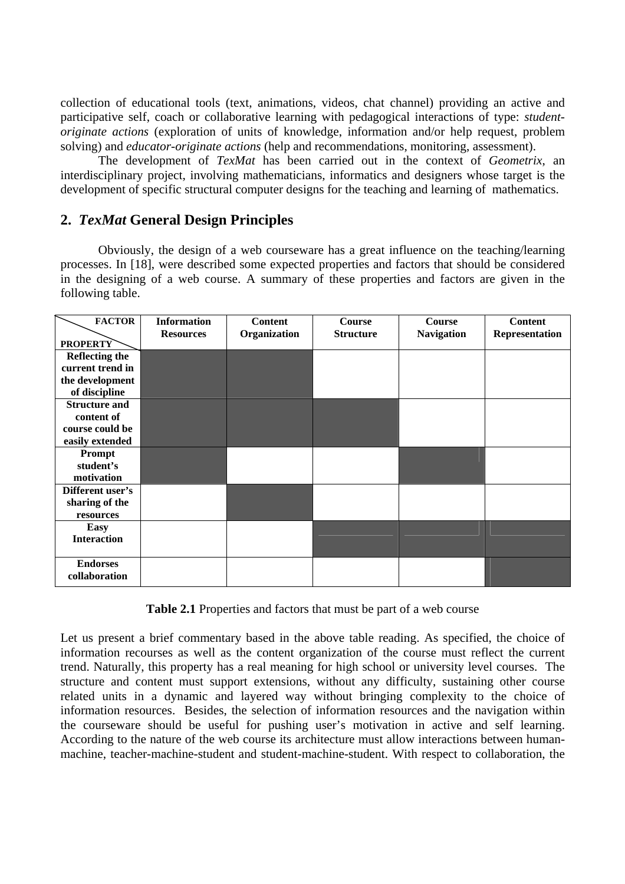collection of educational tools (text, animations, videos, chat channel) providing an active and participative self, coach or collaborative learning with pedagogical interactions of type: *student-originate actions* (exploration of units of knowledge, information and/or help request, problem solving) and *educator-originate actions* (help and recommendations, monitoring, assessment).

The development of *TexMat* has been carried out in the context of *Geometrix*, an interdisciplinary project, involving mathematicians, informatics and designers whose target is the development of specific structural computer designs for the teaching and learning of mathematics.

## 2. *TexMat* General Design Principles

Obviously, the design of a web courseware has a great influence on the teaching/learning processes. In [18], were described some expected properties and factors that should be considered in the designing of a web course. A summary of these properties and factors are given in the following table.

| PROPERTY \ FACTOR | Information Resources | Content Organization | Course Structure | Course Navigation | Content Representation |
|---|---|---|---|---|---|
| **Reflecting the current trend in the development of discipline** | ■ | ■ | | | |
| **Structure and content of course could be easily extended** | ■ | ■ | ■ | | |
| **Prompt student's motivation** | ■ | | | ■ | |
| **Different user's sharing of the resources** | | ■ | | | |
| **Easy Interaction** | | | ■ | ■ | ■ |
| **Endorses collaboration** | | | | | ■ |

**Table 2.1** Properties and factors that must be part of a web course

Let us present a brief commentary based in the above table reading. As specified, the choice of information recourses as well as the content organization of the course must reflect the current trend. Naturally, this property has a real meaning for high school or university level courses. The structure and content must support extensions, without any difficulty, sustaining other course related units in a dynamic and layered way without bringing complexity to the choice of information resources. Besides, the selection of information resources and the navigation within the courseware should be useful for pushing user's motivation in active and self learning. According to the nature of the web course its architecture must allow interactions between human-machine, teacher-machine-student and student-machine-student. With respect to collaboration, the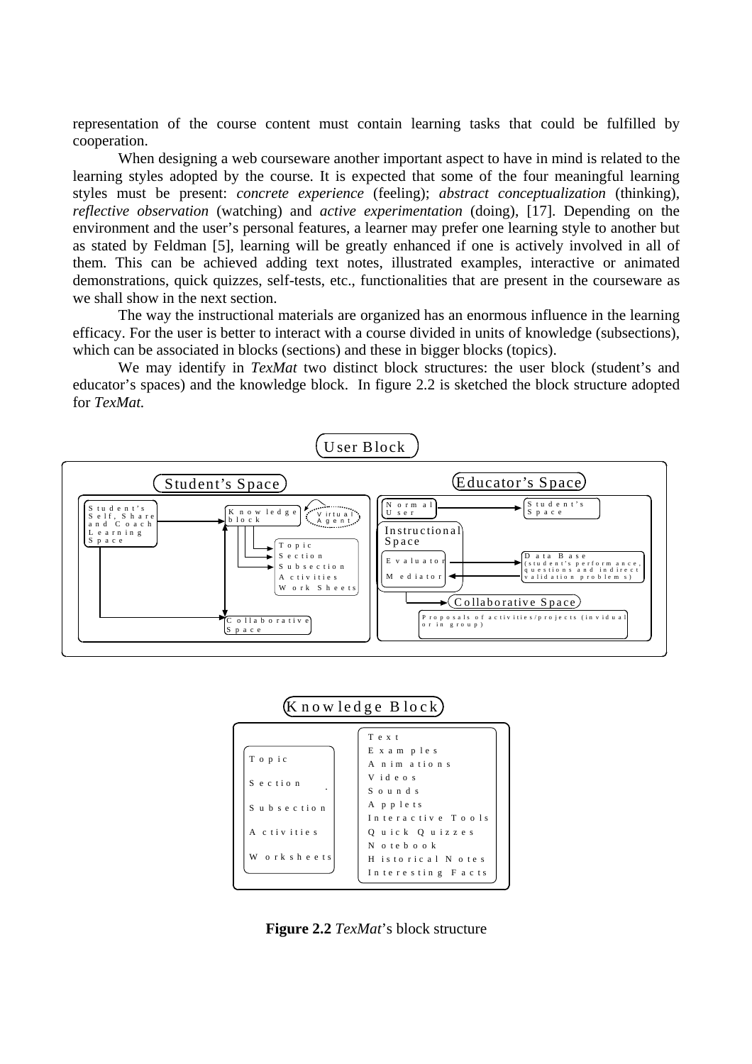representation of the course content must contain learning tasks that could be fulfilled by cooperation.

When designing a web courseware another important aspect to have in mind is related to the learning styles adopted by the course. It is expected that some of the four meaningful learning styles must be present: *concrete experience* (feeling); *abstract conceptualization* (thinking), *reflective observation* (watching) and *active experimentation* (doing), [17]. Depending on the environment and the user's personal features, a learner may prefer one learning style to another but as stated by Feldman [5], learning will be greatly enhanced if one is actively involved in all of them. This can be achieved adding text notes, illustrated examples, interactive or animated demonstrations, quick quizzes, self-tests, etc., functionalities that are present in the courseware as we shall show in the next section.

The way the instructional materials are organized has an enormous influence in the learning efficacy. For the user is better to interact with a course divided in units of knowledge (subsections), which can be associated in blocks (sections) and these in bigger blocks (topics).

We may identify in *TexMat* two distinct block structures: the user block (student's and educator's spaces) and the knowledge block. In figure 2.2 is sketched the block structure adopted for *TexMat.*

User Block

Student's Space: Student's Self, Share and Coach Learning Space; Knowledge block; Virtual Agent; Topic, Section, Subsection, Activities, Work Sheets; Collaborative Space

Educator's Space: Normal User; Student's Space; Instructional Space; Evaluator; Mediator; Data Base (student's performance, questions and indirect validation problems); Collaborative Space; Proposals of activities/projects (invidual or in group)

Knowledge Block

| | |
|---|---|
| Topic | Text |
| Section | Examples |
| Subsection | Animations |
| Activities | Videos |
| Worksheets | Sounds |
| | Applets |
| | Interactive Tools |
| | Quick Quizzes |
| | Notebook |
| | Historical Notes |
| | Interesting Facts |

**Figure 2.2** *TexMat*'s block structure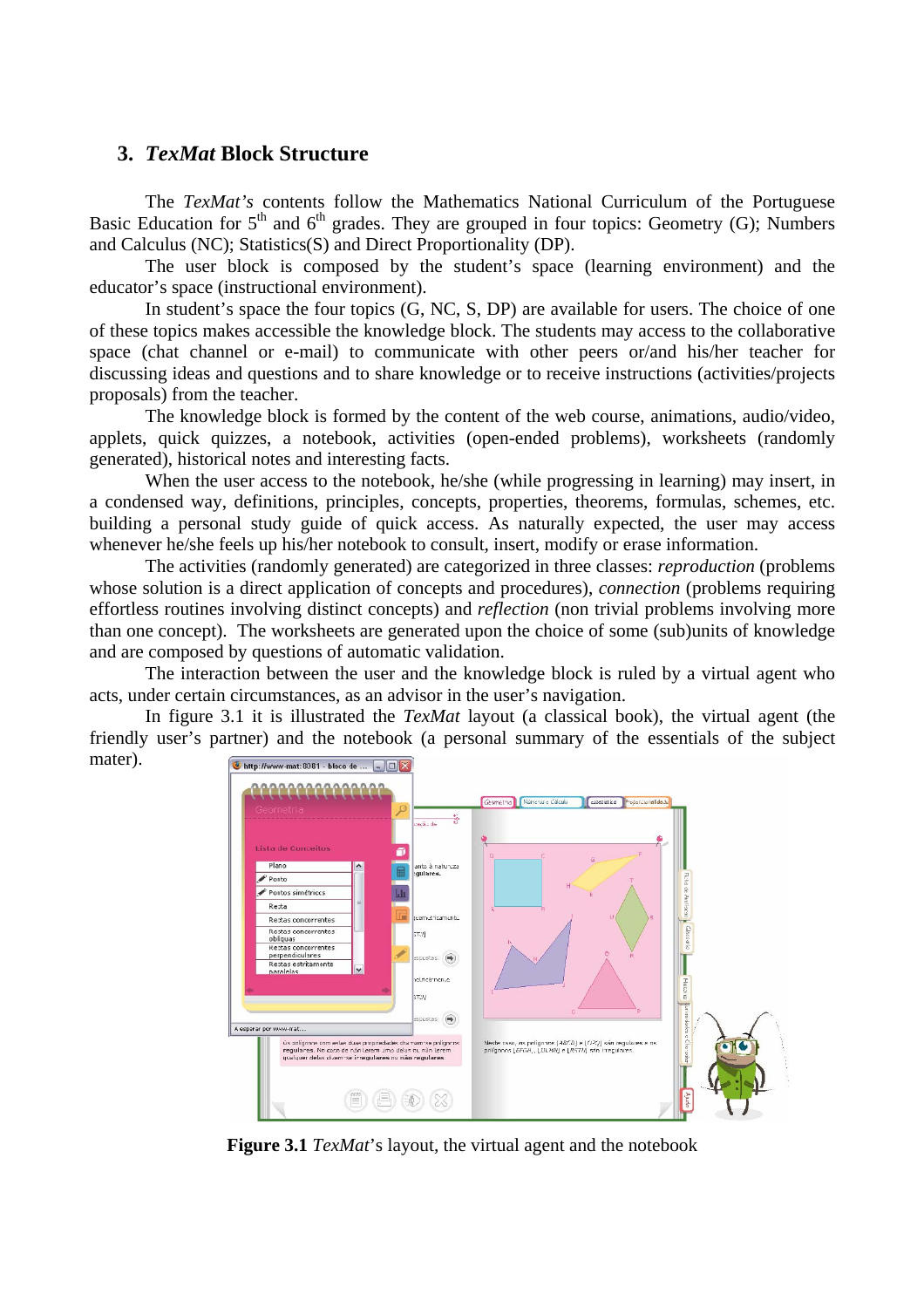## 3. *TexMat* Block Structure

The *TexMat's* contents follow the Mathematics National Curriculum of the Portuguese Basic Education for 5th and 6th grades. They are grouped in four topics: Geometry (G); Numbers and Calculus (NC); Statistics(S) and Direct Proportionality (DP).

The user block is composed by the student's space (learning environment) and the educator's space (instructional environment).

In student's space the four topics (G, NC, S, DP) are available for users. The choice of one of these topics makes accessible the knowledge block. The students may access to the collaborative space (chat channel or e-mail) to communicate with other peers or/and his/her teacher for discussing ideas and questions and to share knowledge or to receive instructions (activities/projects proposals) from the teacher.

The knowledge block is formed by the content of the web course, animations, audio/video, applets, quick quizzes, a notebook, activities (open-ended problems), worksheets (randomly generated), historical notes and interesting facts.

When the user access to the notebook, he/she (while progressing in learning) may insert, in a condensed way, definitions, principles, concepts, properties, theorems, formulas, schemes, etc. building a personal study guide of quick access. As naturally expected, the user may access whenever he/she feels up his/her notebook to consult, insert, modify or erase information.

The activities (randomly generated) are categorized in three classes: *reproduction* (problems whose solution is a direct application of concepts and procedures), *connection* (problems requiring effortless routines involving distinct concepts) and *reflection* (non trivial problems involving more than one concept). The worksheets are generated upon the choice of some (sub)units of knowledge and are composed by questions of automatic validation.

The interaction between the user and the knowledge block is ruled by a virtual agent who acts, under certain circumstances, as an advisor in the user's navigation.

In figure 3.1 it is illustrated the *TexMat* layout (a classical book), the virtual agent (the friendly user's partner) and the notebook (a personal summary of the essentials of the subject mater).

**Figure 3.1** *TexMat*'s layout, the virtual agent and the notebook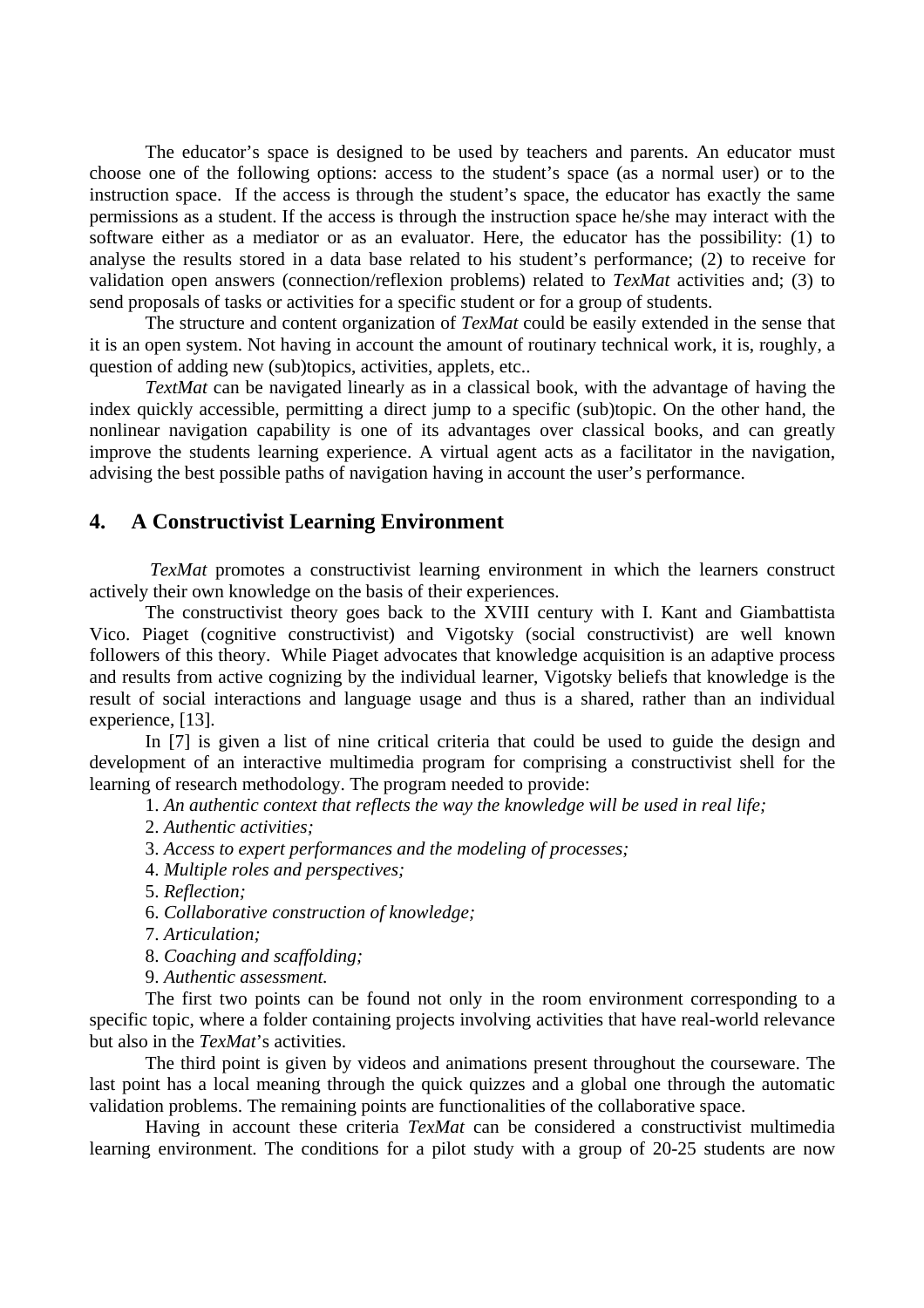The educator's space is designed to be used by teachers and parents. An educator must choose one of the following options: access to the student's space (as a normal user) or to the instruction space. If the access is through the student's space, the educator has exactly the same permissions as a student. If the access is through the instruction space he/she may interact with the software either as a mediator or as an evaluator. Here, the educator has the possibility: (1) to analyse the results stored in a data base related to his student's performance; (2) to receive for validation open answers (connection/reflexion problems) related to *TexMat* activities and; (3) to send proposals of tasks or activities for a specific student or for a group of students.

The structure and content organization of *TexMat* could be easily extended in the sense that it is an open system. Not having in account the amount of routinary technical work, it is, roughly, a question of adding new (sub)topics, activities, applets, etc..

*TextMat* can be navigated linearly as in a classical book, with the advantage of having the index quickly accessible, permitting a direct jump to a specific (sub)topic. On the other hand, the nonlinear navigation capability is one of its advantages over classical books, and can greatly improve the students learning experience. A virtual agent acts as a facilitator in the navigation, advising the best possible paths of navigation having in account the user's performance.

## 4. A Constructivist Learning Environment

*TexMat* promotes a constructivist learning environment in which the learners construct actively their own knowledge on the basis of their experiences.

The constructivist theory goes back to the XVIII century with I. Kant and Giambattista Vico. Piaget (cognitive constructivist) and Vigotsky (social constructivist) are well known followers of this theory. While Piaget advocates that knowledge acquisition is an adaptive process and results from active cognizing by the individual learner, Vigotsky beliefs that knowledge is the result of social interactions and language usage and thus is a shared, rather than an individual experience, [13].

In [7] is given a list of nine critical criteria that could be used to guide the design and development of an interactive multimedia program for comprising a constructivist shell for the learning of research methodology. The program needed to provide:

1. *An authentic context that reflects the way the knowledge will be used in real life;*
2. *Authentic activities;*
3. *Access to expert performances and the modeling of processes;*
4. *Multiple roles and perspectives;*
5. *Reflection;*
6. *Collaborative construction of knowledge;*
7. *Articulation;*
8. *Coaching and scaffolding;*
9. *Authentic assessment.*

The first two points can be found not only in the room environment corresponding to a specific topic, where a folder containing projects involving activities that have real-world relevance but also in the *TexMat*'s activities.

The third point is given by videos and animations present throughout the courseware. The last point has a local meaning through the quick quizzes and a global one through the automatic validation problems. The remaining points are functionalities of the collaborative space.

Having in account these criteria *TexMat* can be considered a constructivist multimedia learning environment. The conditions for a pilot study with a group of 20-25 students are now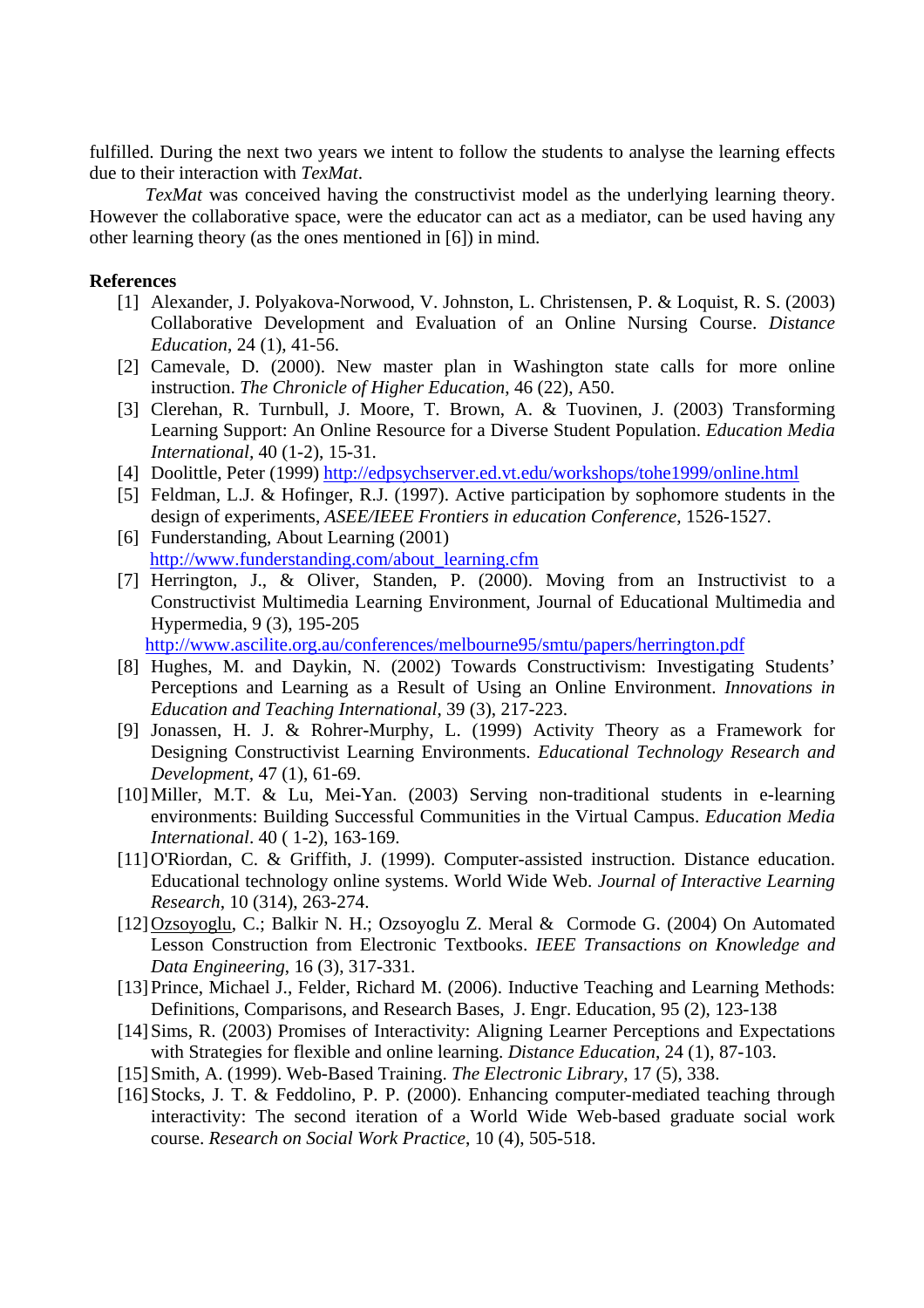fulfilled. During the next two years we intent to follow the students to analyse the learning effects due to their interaction with *TexMat*.

*TexMat* was conceived having the constructivist model as the underlying learning theory. However the collaborative space, were the educator can act as a mediator, can be used having any other learning theory (as the ones mentioned in [6]) in mind.

**References**

[1] Alexander, J. Polyakova-Norwood, V. Johnston, L. Christensen, P. & Loquist, R. S. (2003) Collaborative Development and Evaluation of an Online Nursing Course. *Distance Education*, 24 (1), 41-56.

[2] Camevale, D. (2000). New master plan in Washington state calls for more online instruction. *The Chronicle of Higher Education*, 46 (22), A50.

[3] Clerehan, R. Turnbull, J. Moore, T. Brown, A. & Tuovinen, J. (2003) Transforming Learning Support: An Online Resource for a Diverse Student Population. *Education Media International*, 40 (1-2), 15-31.

[4] Doolittle, Peter (1999) http://edpsychserver.ed.vt.edu/workshops/tohe1999/online.html

[5] Feldman, L.J. & Hofinger, R.J. (1997). Active participation by sophomore students in the design of experiments, *ASEE/IEEE Frontiers in education Conference*, 1526-1527.

[6] Funderstanding, About Learning (2001) http://www.funderstanding.com/about_learning.cfm

[7] Herrington, J., & Oliver, Standen, P. (2000). Moving from an Instructivist to a Constructivist Multimedia Learning Environment, Journal of Educational Multimedia and Hypermedia, 9 (3), 195-205 http://www.ascilite.org.au/conferences/melbourne95/smtu/papers/herrington.pdf

[8] Hughes, M. and Daykin, N. (2002) Towards Constructivism: Investigating Students' Perceptions and Learning as a Result of Using an Online Environment. *Innovations in Education and Teaching International*, 39 (3), 217-223.

[9] Jonassen, H. J. & Rohrer-Murphy, L. (1999) Activity Theory as a Framework for Designing Constructivist Learning Environments. *Educational Technology Research and Development*, 47 (1), 61-69.

[10] Miller, M.T. & Lu, Mei-Yan. (2003) Serving non-traditional students in e-learning environments: Building Successful Communities in the Virtual Campus. *Education Media International*. 40 ( 1-2), 163-169.

[11] O'Riordan, C. & Griffith, J. (1999). Computer-assisted instruction. Distance education. Educational technology online systems. World Wide Web. *Journal of Interactive Learning Research*, 10 (314), 263-274.

[12] Ozsoyoglu, C.; Balkir N. H.; Ozsoyoglu Z. Meral & Cormode G. (2004) On Automated Lesson Construction from Electronic Textbooks. *IEEE Transactions on Knowledge and Data Engineering*, 16 (3), 317-331.

[13] Prince, Michael J., Felder, Richard M. (2006). Inductive Teaching and Learning Methods: Definitions, Comparisons, and Research Bases, J. Engr. Education, 95 (2), 123-138

[14] Sims, R. (2003) Promises of Interactivity: Aligning Learner Perceptions and Expectations with Strategies for flexible and online learning. *Distance Education*, 24 (1), 87-103.

[15] Smith, A. (1999). Web-Based Training. *The Electronic Library*, 17 (5), 338.

[16] Stocks, J. T. & Feddolino, P. P. (2000). Enhancing computer-mediated teaching through interactivity: The second iteration of a World Wide Web-based graduate social work course. *Research on Social Work Practice*, 10 (4), 505-518.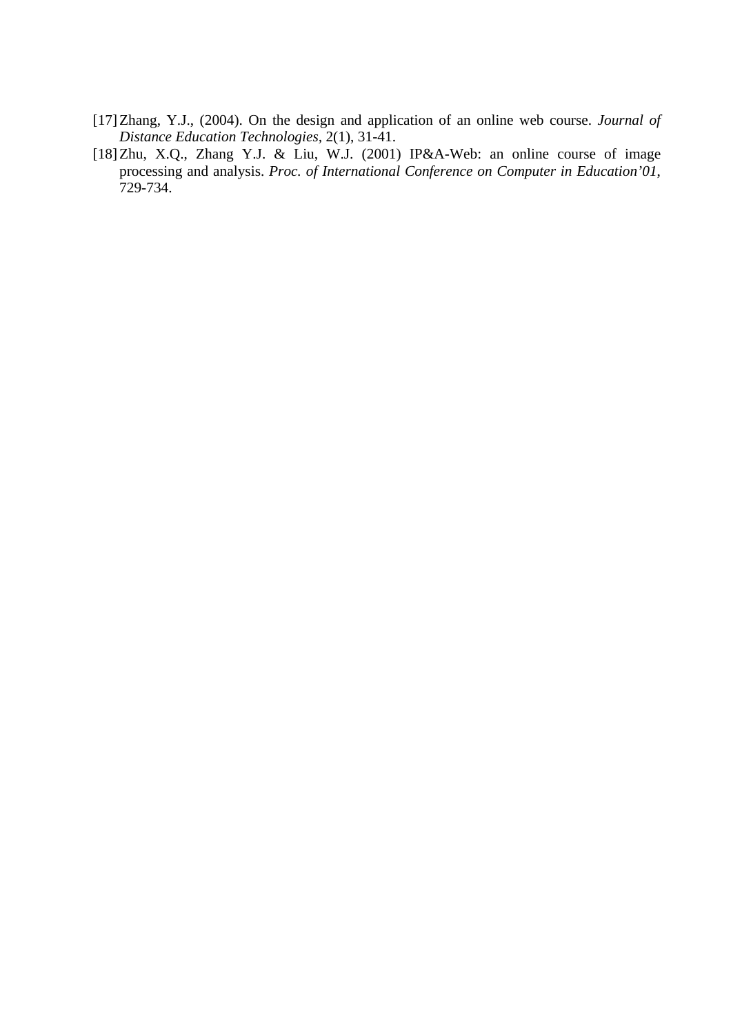[17] Zhang, Y.J., (2004). On the design and application of an online web course. *Journal of Distance Education Technologies*, 2(1), 31-41.

[18] Zhu, X.Q., Zhang Y.J. & Liu, W.J. (2001) IP&A-Web: an online course of image processing and analysis. *Proc. of International Conference on Computer in Education'01*, 729-734.